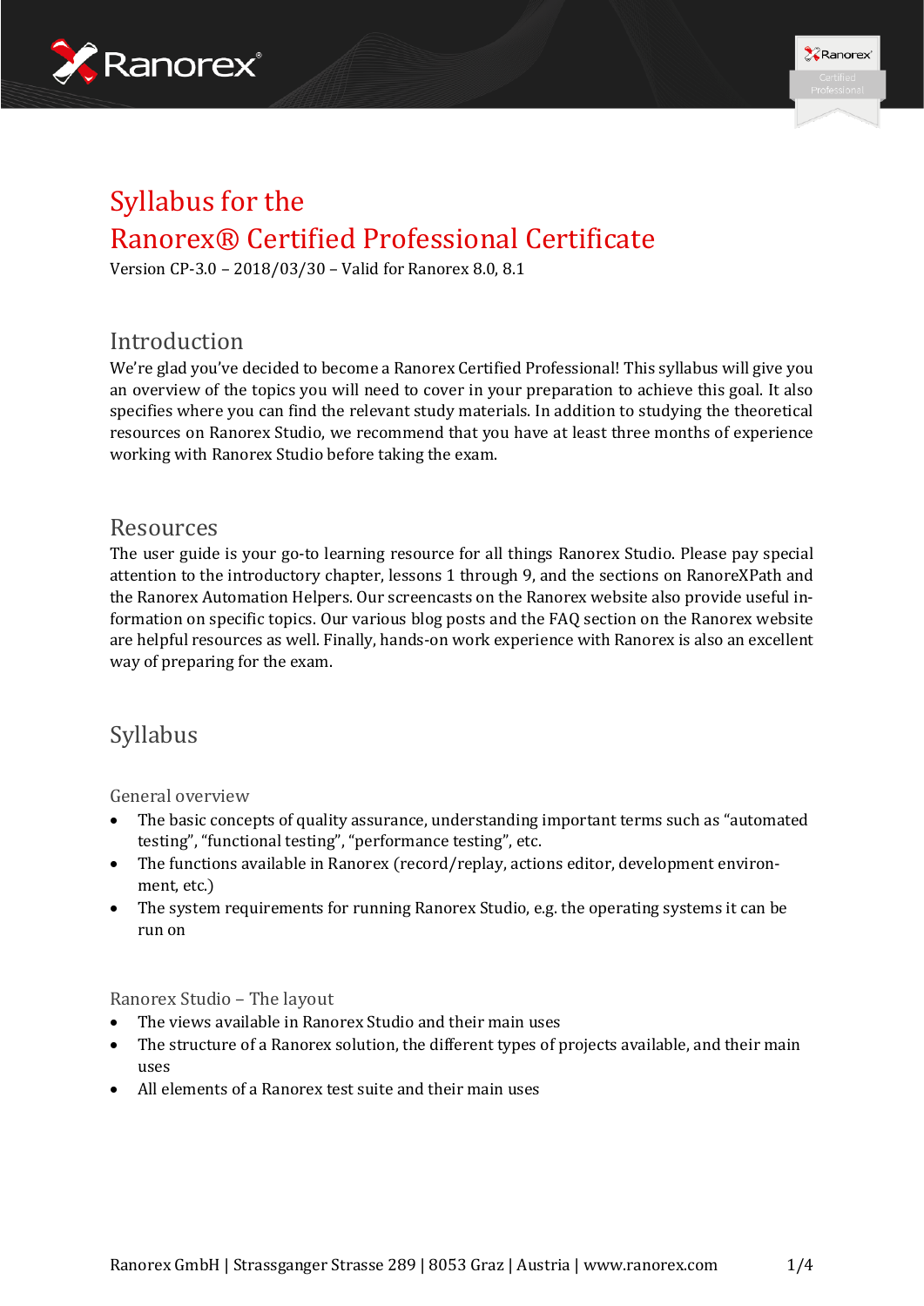# Syllabus for the Ranorex® Certified Professional Certificate

Version CP-3.0 – 2018/03/30 – Valid for Ranorex 8.0, 8.1

## Introduction

We're glad you've decided to become a Ranorex Certified Professional! This syllabus will give you an overview of the topics you will need to cover in your preparation to achieve this goal. It also specifies where you can find the relevant study materials. In addition to studying the theoretical resources on Ranorex Studio, we recommend that you have at least three months of experience working with Ranorex Studio before taking the exam.

## Resources

The user guide is your go-to learning resource for all things Ranorex Studio. Please pay special attention to the introductory chapter, lessons 1 through 9, and the sections on RanoreXPath and the Ranorex Automation Helpers. Our screencasts on the Ranorex website also provide useful information on specific topics. Our various blog posts and the FAQ section on the Ranorex website are helpful resources as well. Finally, hands-on work experience with Ranorex is also an excellent way of preparing for the exam.

## Syllabus

### General overview

- The basic concepts of quality assurance, understanding important terms such as "automated testing", "functional testing", "performance testing", etc.
- The functions available in Ranorex (record/replay, actions editor, development environment, etc.)
- The system requirements for running Ranorex Studio, e.g. the operating systems it can be run on

### Ranorex Studio – The layout

- The views available in Ranorex Studio and their main uses
- The structure of a Ranorex solution, the different types of projects available, and their main uses
- All elements of a Ranorex test suite and their main uses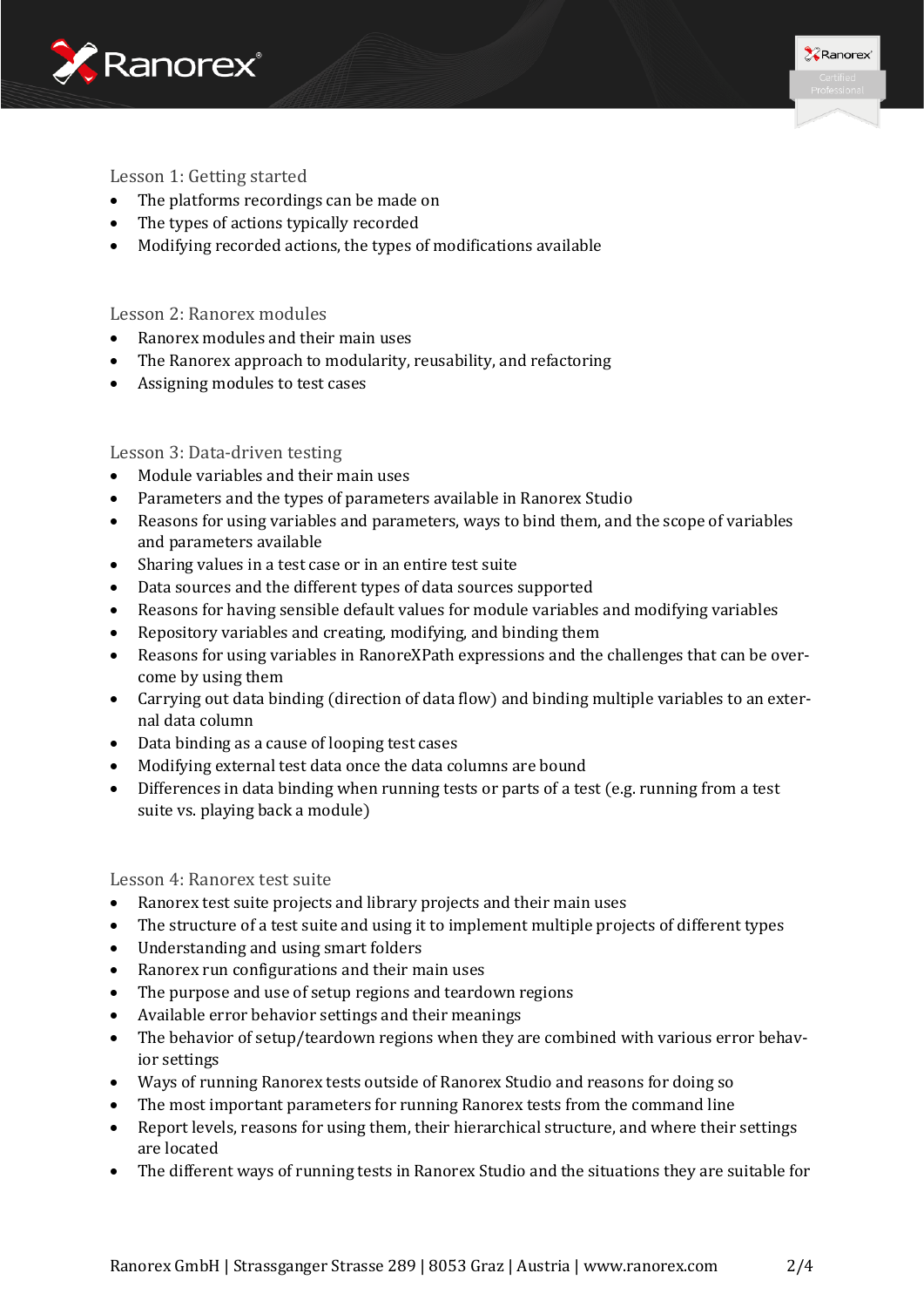### Lesson 1: Getting started

- The platforms recordings can be made on
- The types of actions typically recorded
- Modifying recorded actions, the types of modifications available

### Lesson 2: Ranorex modules

- Ranorex modules and their main uses
- The Ranorex approach to modularity, reusability, and refactoring
- Assigning modules to test cases

### Lesson 3: Data-driven testing

- Module variables and their main uses
- Parameters and the types of parameters available in Ranorex Studio
- Reasons for using variables and parameters, ways to bind them, and the scope of variables and parameters available
- Sharing values in a test case or in an entire test suite
- Data sources and the different types of data sources supported
- Reasons for having sensible default values for module variables and modifying variables
- Repository variables and creating, modifying, and binding them
- Reasons for using variables in RanoreXPath expressions and the challenges that can be overcome by using them
- Carrying out data binding (direction of data flow) and binding multiple variables to an external data column
- Data binding as a cause of looping test cases
- Modifying external test data once the data columns are bound
- Differences in data binding when running tests or parts of a test (e.g. running from a test suite vs. playing back a module)

### Lesson 4: Ranorex test suite

- Ranorex test suite projects and library projects and their main uses
- The structure of a test suite and using it to implement multiple projects of different types
- Understanding and using smart folders
- Ranorex run configurations and their main uses
- The purpose and use of setup regions and teardown regions
- Available error behavior settings and their meanings
- The behavior of setup/teardown regions when they are combined with various error behavior settings
- Ways of running Ranorex tests outside of Ranorex Studio and reasons for doing so
- The most important parameters for running Ranorex tests from the command line
- Report levels, reasons for using them, their hierarchical structure, and where their settings are located
- The different ways of running tests in Ranorex Studio and the situations they are suitable for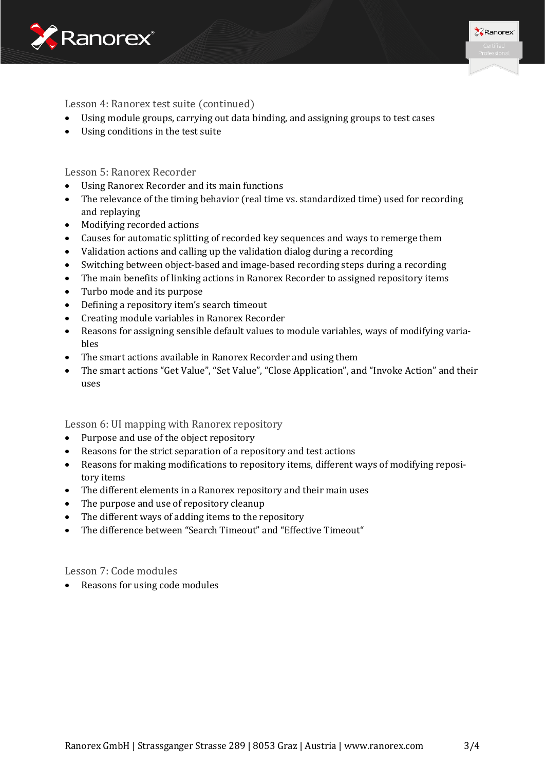### Lesson 4: Ranorex test suite (continued)

- Using module groups, carrying out data binding, and assigning groups to test cases
- Using conditions in the test suite

### Lesson 5: Ranorex Recorder

- Using Ranorex Recorder and its main functions
- The relevance of the timing behavior (real time vs. standardized time) used for recording and replaying
- Modifying recorded actions
- Causes for automatic splitting of recorded key sequences and ways to remerge them
- Validation actions and calling up the validation dialog during a recording
- Switching between object-based and image-based recording steps during a recording
- The main benefits of linking actions in Ranorex Recorder to assigned repository items
- Turbo mode and its purpose
- Defining a repository item's search timeout
- Creating module variables in Ranorex Recorder
- Reasons for assigning sensible default values to module variables, ways of modifying variables
- The smart actions available in Ranorex Recorder and using them
- The smart actions "Get Value", "Set Value", "Close Application", and "Invoke Action" and their uses

### Lesson 6: UI mapping with Ranorex repository

- Purpose and use of the object repository
- Reasons for the strict separation of a repository and test actions
- Reasons for making modifications to repository items, different ways of modifying repository items
- The different elements in a Ranorex repository and their main uses
- The purpose and use of repository cleanup
- The different ways of adding items to the repository
- The difference between "Search Timeout" and "Effective Timeout"

### Lesson 7: Code modules

- Reasons for using code modules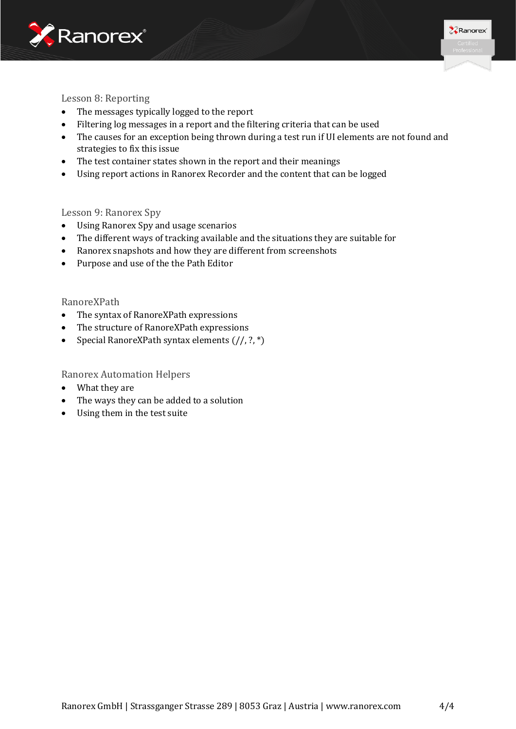## Lesson 8: Reporting

- The messages typically logged to the report
- Filtering log messages in a report and the filtering criteria that can be used
- The causes for an exception being thrown during a test run if UI elements are not found and strategies to fix this issue
- The test container states shown in the report and their meanings
- Using report actions in Ranorex Recorder and the content that can be logged

## Lesson 9: Ranorex Spy

- Using Ranorex Spy and usage scenarios
- The different ways of tracking available and the situations they are suitable for
- Ranorex snapshots and how they are different from screenshots
- Purpose and use of the the Path Editor

## RanoreXPath

- The syntax of RanoreXPath expressions
- The structure of RanoreXPath expressions
- Special RanoreXPath syntax elements (//, ?, *)

## Ranorex Automation Helpers

- What they are
- The ways they can be added to a solution
- Using them in the test suite